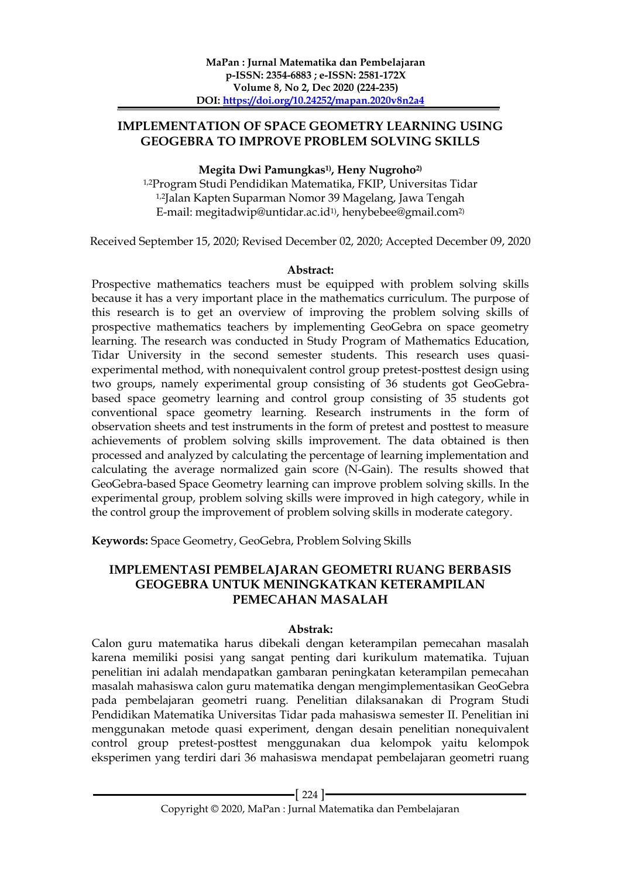# IMPLEMENTATION OF SPACE GEOMETRY LEARNING USING GEOGEBRA TO IMPROVE PROBLEM SOLVING SKILLS

**Megita Dwi Pamungkas[1)], Heny Nugroho[2)]**

[1,2]Program Studi Pendidikan Matematika, FKIP, Universitas Tidar
[1,2]Jalan Kapten Suparman Nomor 39 Magelang, Jawa Tengah
E-mail: megitadwip@untidar.ac.id[1)], henybebee@gmail.com[2)]

Received September 15, 2020; Revised December 02, 2020; Accepted December 09, 2020

**Abstract:**

Prospective mathematics teachers must be equipped with problem solving skills because it has a very important place in the mathematics curriculum. The purpose of this research is to get an overview of improving the problem solving skills of prospective mathematics teachers by implementing GeoGebra on space geometry learning. The research was conducted in Study Program of Mathematics Education, Tidar University in the second semester students. This research uses quasi-experimental method, with nonequivalent control group pretest-posttest design using two groups, namely experimental group consisting of 36 students got GeoGebra-based space geometry learning and control group consisting of 35 students got conventional space geometry learning. Research instruments in the form of observation sheets and test instruments in the form of pretest and posttest to measure achievements of problem solving skills improvement. The data obtained is then processed and analyzed by calculating the percentage of learning implementation and calculating the average normalized gain score (N-Gain). The results showed that GeoGebra-based Space Geometry learning can improve problem solving skills. In the experimental group, problem solving skills were improved in high category, while in the control group the improvement of problem solving skills in moderate category.

**Keywords:** Space Geometry, GeoGebra, Problem Solving Skills

# IMPLEMENTASI PEMBELAJARAN GEOMETRI RUANG BERBASIS GEOGEBRA UNTUK MENINGKATKAN KETERAMPILAN PEMECAHAN MASALAH

**Abstrak:**

Calon guru matematika harus dibekali dengan keterampilan pemecahan masalah karena memiliki posisi yang sangat penting dari kurikulum matematika. Tujuan penelitian ini adalah mendapatkan gambaran peningkatan keterampilan pemecahan masalah mahasiswa calon guru matematika dengan mengimplementasikan GeoGebra pada pembelajaran geometri ruang. Penelitian dilaksanakan di Program Studi Pendidikan Matematika Universitas Tidar pada mahasiswa semester II. Penelitian ini menggunakan metode quasi experiment, dengan desain penelitian nonequivalent control group pretest-posttest menggunakan dua kelompok yaitu kelompok eksperimen yang terdiri dari 36 mahasiswa mendapat pembelajaran geometri ruang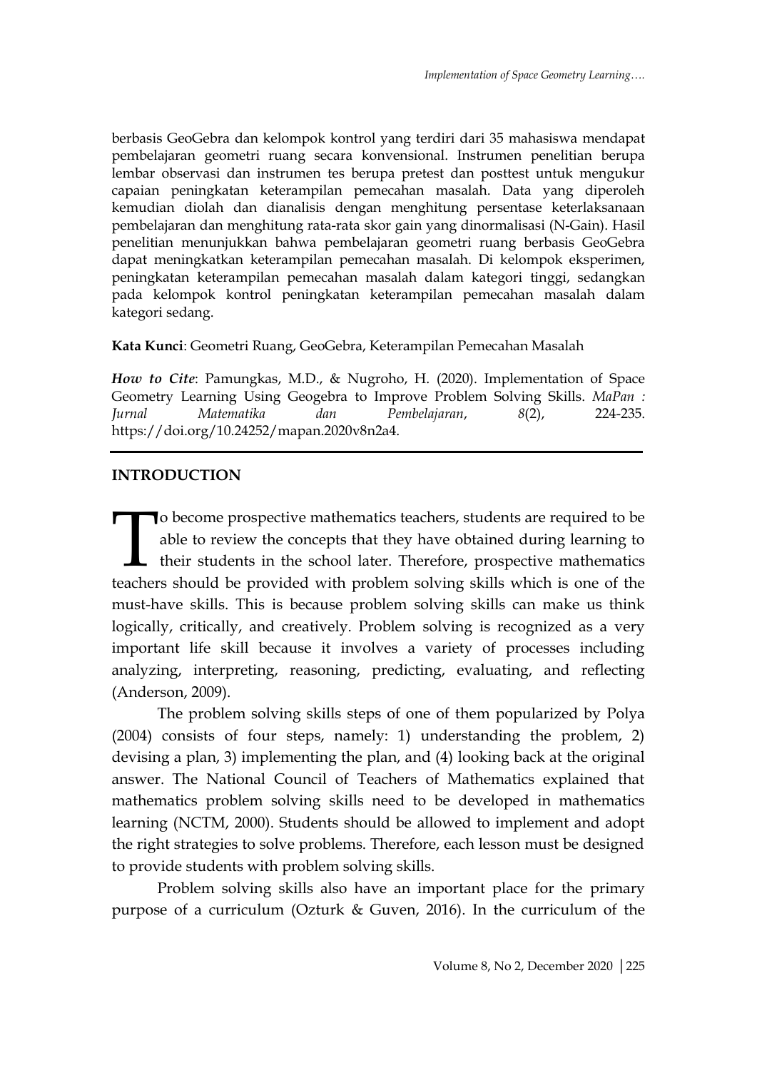berbasis GeoGebra dan kelompok kontrol yang terdiri dari 35 mahasiswa mendapat pembelajaran geometri ruang secara konvensional. Instrumen penelitian berupa lembar observasi dan instrumen tes berupa pretest dan posttest untuk mengukur capaian peningkatan keterampilan pemecahan masalah. Data yang diperoleh kemudian diolah dan dianalisis dengan menghitung persentase keterlaksanaan pembelajaran dan menghitung rata-rata skor gain yang dinormalisasi (N-Gain). Hasil penelitian menunjukkan bahwa pembelajaran geometri ruang berbasis GeoGebra dapat meningkatkan keterampilan pemecahan masalah. Di kelompok eksperimen, peningkatan keterampilan pemecahan masalah dalam kategori tinggi, sedangkan pada kelompok kontrol peningkatan keterampilan pemecahan masalah dalam kategori sedang.

**Kata Kunci**: Geometri Ruang, GeoGebra, Keterampilan Pemecahan Masalah

***How to Cite***: Pamungkas, M.D., & Nugroho, H. (2020). Implementation of Space Geometry Learning Using Geogebra to Improve Problem Solving Skills. *MaPan : Jurnal Matematika dan Pembelajaran*, *8*(2), 224-235. https://doi.org/10.24252/mapan.2020v8n2a4.

## INTRODUCTION

To become prospective mathematics teachers, students are required to be able to review the concepts that they have obtained during learning to their students in the school later. Therefore, prospective mathematics teachers should be provided with problem solving skills which is one of the must-have skills. This is because problem solving skills can make us think logically, critically, and creatively. Problem solving is recognized as a very important life skill because it involves a variety of processes including analyzing, interpreting, reasoning, predicting, evaluating, and reflecting (Anderson, 2009).

The problem solving skills steps of one of them popularized by Polya (2004) consists of four steps, namely: 1) understanding the problem, 2) devising a plan, 3) implementing the plan, and (4) looking back at the original answer. The National Council of Teachers of Mathematics explained that mathematics problem solving skills need to be developed in mathematics learning (NCTM, 2000). Students should be allowed to implement and adopt the right strategies to solve problems. Therefore, each lesson must be designed to provide students with problem solving skills.

Problem solving skills also have an important place for the primary purpose of a curriculum (Ozturk & Guven, 2016). In the curriculum of the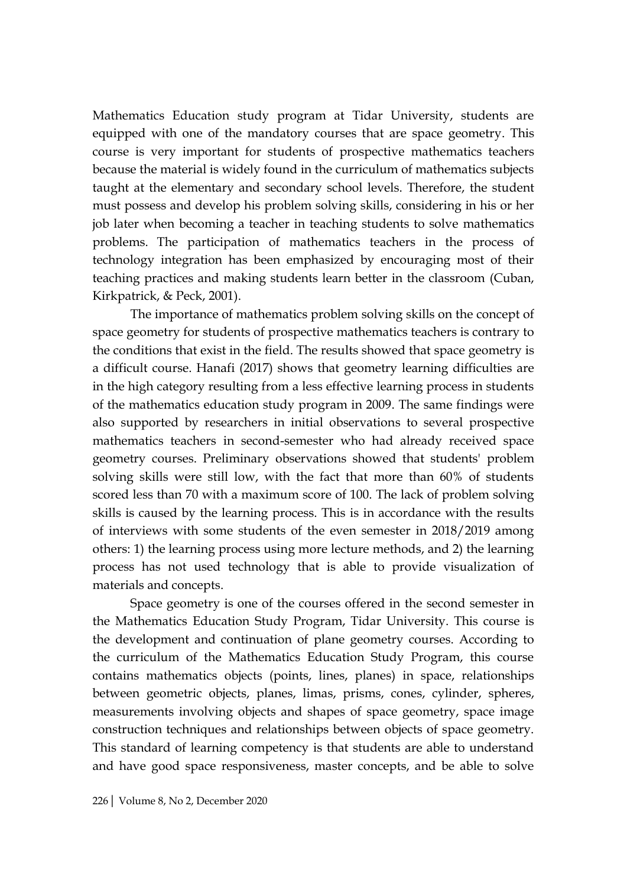Mathematics Education study program at Tidar University, students are equipped with one of the mandatory courses that are space geometry. This course is very important for students of prospective mathematics teachers because the material is widely found in the curriculum of mathematics subjects taught at the elementary and secondary school levels. Therefore, the student must possess and develop his problem solving skills, considering in his or her job later when becoming a teacher in teaching students to solve mathematics problems. The participation of mathematics teachers in the process of technology integration has been emphasized by encouraging most of their teaching practices and making students learn better in the classroom (Cuban, Kirkpatrick, & Peck, 2001).

The importance of mathematics problem solving skills on the concept of space geometry for students of prospective mathematics teachers is contrary to the conditions that exist in the field. The results showed that space geometry is a difficult course. Hanafi (2017) shows that geometry learning difficulties are in the high category resulting from a less effective learning process in students of the mathematics education study program in 2009. The same findings were also supported by researchers in initial observations to several prospective mathematics teachers in second-semester who had already received space geometry courses. Preliminary observations showed that students' problem solving skills were still low, with the fact that more than 60% of students scored less than 70 with a maximum score of 100. The lack of problem solving skills is caused by the learning process. This is in accordance with the results of interviews with some students of the even semester in 2018/2019 among others: 1) the learning process using more lecture methods, and 2) the learning process has not used technology that is able to provide visualization of materials and concepts.

Space geometry is one of the courses offered in the second semester in the Mathematics Education Study Program, Tidar University. This course is the development and continuation of plane geometry courses. According to the curriculum of the Mathematics Education Study Program, this course contains mathematics objects (points, lines, planes) in space, relationships between geometric objects, planes, limas, prisms, cones, cylinder, spheres, measurements involving objects and shapes of space geometry, space image construction techniques and relationships between objects of space geometry. This standard of learning competency is that students are able to understand and have good space responsiveness, master concepts, and be able to solve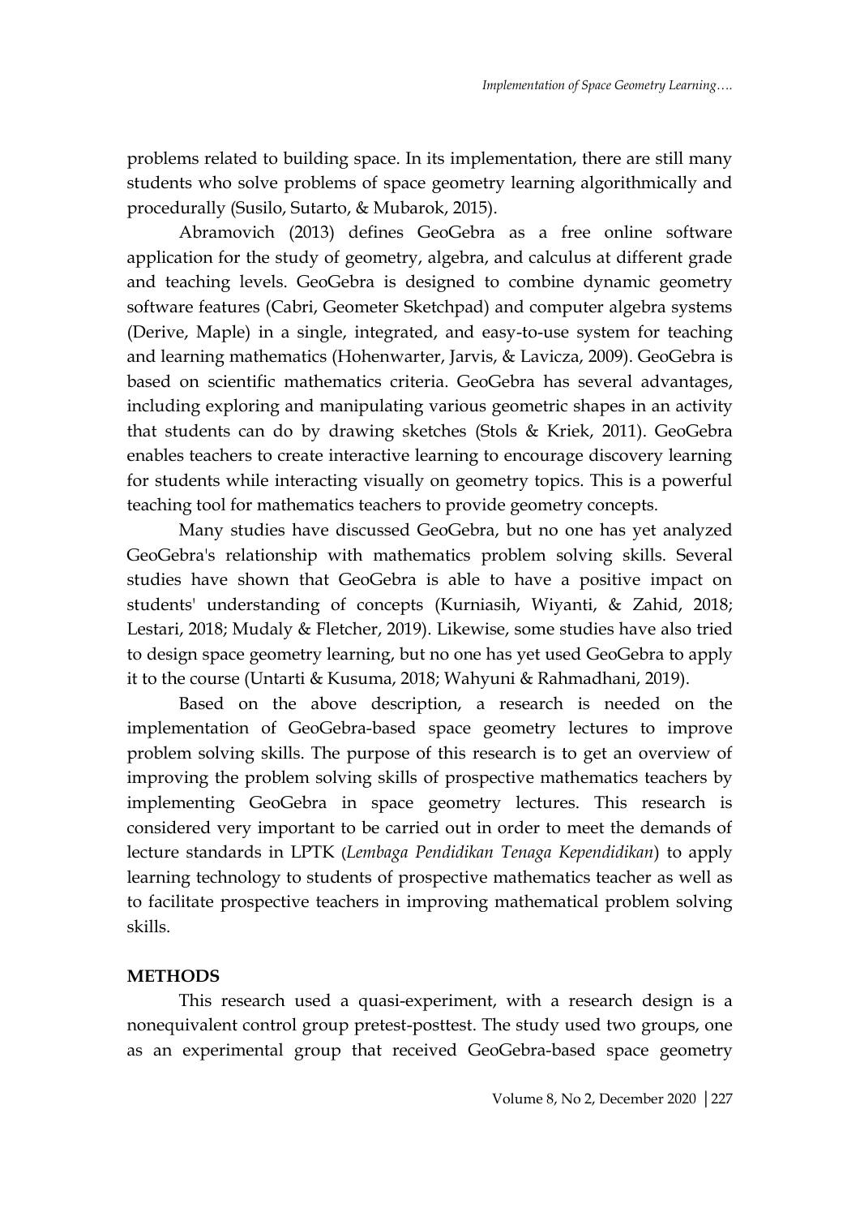problems related to building space. In its implementation, there are still many students who solve problems of space geometry learning algorithmically and procedurally (Susilo, Sutarto, & Mubarok, 2015).

Abramovich (2013) defines GeoGebra as a free online software application for the study of geometry, algebra, and calculus at different grade and teaching levels. GeoGebra is designed to combine dynamic geometry software features (Cabri, Geometer Sketchpad) and computer algebra systems (Derive, Maple) in a single, integrated, and easy-to-use system for teaching and learning mathematics (Hohenwarter, Jarvis, & Lavicza, 2009). GeoGebra is based on scientific mathematics criteria. GeoGebra has several advantages, including exploring and manipulating various geometric shapes in an activity that students can do by drawing sketches (Stols & Kriek, 2011). GeoGebra enables teachers to create interactive learning to encourage discovery learning for students while interacting visually on geometry topics. This is a powerful teaching tool for mathematics teachers to provide geometry concepts.

Many studies have discussed GeoGebra, but no one has yet analyzed GeoGebra's relationship with mathematics problem solving skills. Several studies have shown that GeoGebra is able to have a positive impact on students' understanding of concepts (Kurniasih, Wiyanti, & Zahid, 2018; Lestari, 2018; Mudaly & Fletcher, 2019). Likewise, some studies have also tried to design space geometry learning, but no one has yet used GeoGebra to apply it to the course (Untarti & Kusuma, 2018; Wahyuni & Rahmadhani, 2019).

Based on the above description, a research is needed on the implementation of GeoGebra-based space geometry lectures to improve problem solving skills. The purpose of this research is to get an overview of improving the problem solving skills of prospective mathematics teachers by implementing GeoGebra in space geometry lectures. This research is considered very important to be carried out in order to meet the demands of lecture standards in LPTK (*Lembaga Pendidikan Tenaga Kependidikan*) to apply learning technology to students of prospective mathematics teacher as well as to facilitate prospective teachers in improving mathematical problem solving skills.

## METHODS

This research used a quasi-experiment, with a research design is a nonequivalent control group pretest-posttest. The study used two groups, one as an experimental group that received GeoGebra-based space geometry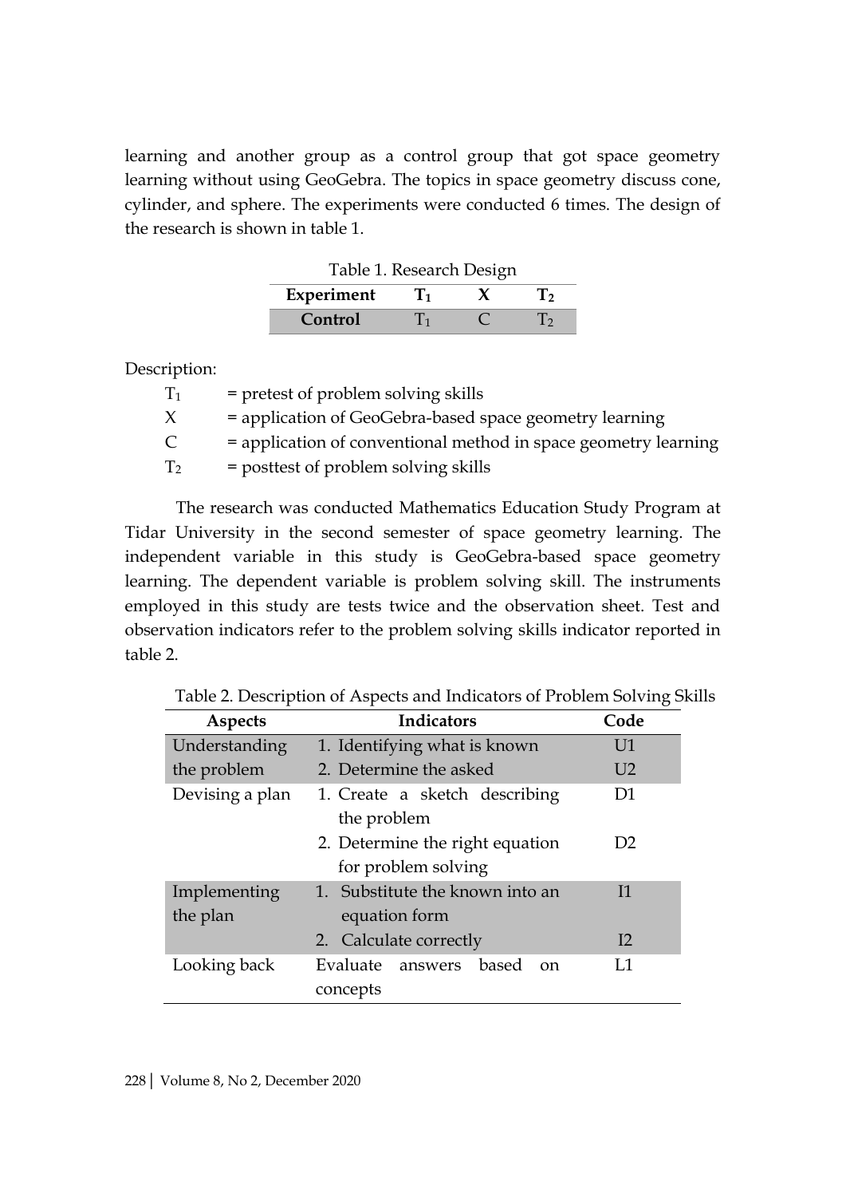learning and another group as a control group that got space geometry learning without using GeoGebra. The topics in space geometry discuss cone, cylinder, and sphere. The experiments were conducted 6 times. The design of the research is shown in table 1.

Table 1. Research Design

| Experiment | $T_1$ | X | $T_2$ |
|---|---|---|---|
| Control | $T_1$ | C | $T_2$ |

Description:

$T_1$ = pretest of problem solving skills

X = application of GeoGebra-based space geometry learning

C = application of conventional method in space geometry learning

$T_2$ = posttest of problem solving skills

The research was conducted Mathematics Education Study Program at Tidar University in the second semester of space geometry learning. The independent variable in this study is GeoGebra-based space geometry learning. The dependent variable is problem solving skill. The instruments employed in this study are tests twice and the observation sheet. Test and observation indicators refer to the problem solving skills indicator reported in table 2.

Table 2. Description of Aspects and Indicators of Problem Solving Skills

| Aspects | Indicators | Code |
|---|---|---|
| Understanding the problem | 1. Identifying what is known | U1 |
| | 2. Determine the asked | U2 |
| Devising a plan | 1. Create a sketch describing the problem | D1 |
| | 2. Determine the right equation for problem solving | D2 |
| Implementing the plan | 1. Substitute the known into an equation form | I1 |
| | 2. Calculate correctly | I2 |
| Looking back | Evaluate answers based on concepts | L1 |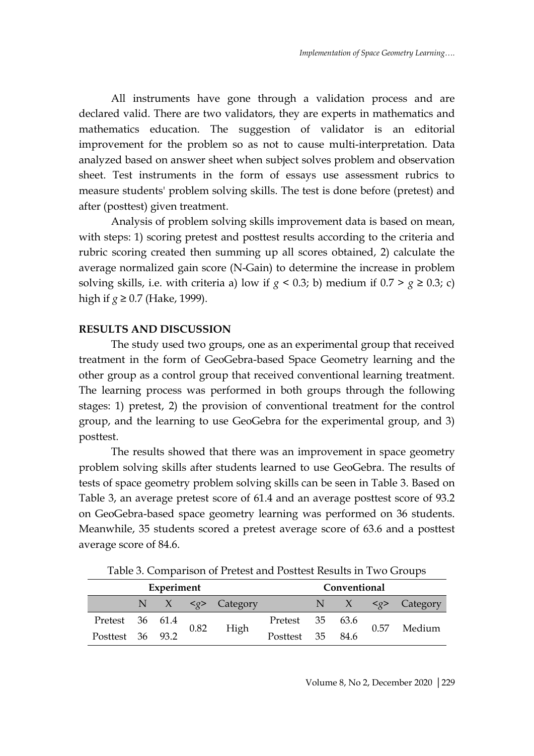All instruments have gone through a validation process and are declared valid. There are two validators, they are experts in mathematics and mathematics education. The suggestion of validator is an editorial improvement for the problem so as not to cause multi-interpretation. Data analyzed based on answer sheet when subject solves problem and observation sheet. Test instruments in the form of essays use assessment rubrics to measure students' problem solving skills. The test is done before (pretest) and after (posttest) given treatment.

Analysis of problem solving skills improvement data is based on mean, with steps: 1) scoring pretest and posttest results according to the criteria and rubric scoring created then summing up all scores obtained, 2) calculate the average normalized gain score (N-Gain) to determine the increase in problem solving skills, i.e. with criteria a) low if $g < 0.3$; b) medium if $0.7 > g \geq 0.3$; c) high if $g \geq 0.7$ (Hake, 1999).

## RESULTS AND DISCUSSION

The study used two groups, one as an experimental group that received treatment in the form of GeoGebra-based Space Geometry learning and the other group as a control group that received conventional learning treatment. The learning process was performed in both groups through the following stages: 1) pretest, 2) the provision of conventional treatment for the control group, and the learning to use GeoGebra for the experimental group, and 3) posttest.

The results showed that there was an improvement in space geometry problem solving skills after students learned to use GeoGebra. The results of tests of space geometry problem solving skills can be seen in Table 3. Based on Table 3, an average pretest score of 61.4 and an average posttest score of 93.2 on GeoGebra-based space geometry learning was performed on 36 students. Meanwhile, 35 students scored a pretest average score of 63.6 and a posttest average score of 84.6.

Table 3. Comparison of Pretest and Posttest Results in Two Groups

| Experiment | | | | | Conventional | | | | |
|---|---|---|---|---|---|---|---|---|---|
| | N | X | $<g>$ | Category | | N | X | $<g>$ | Category |
| Pretest | 36 | 61.4 | 0.82 | High | Pretest | 35 | 63.6 | 0.57 | Medium |
| Posttest | 36 | 93.2 | | | Posttest | 35 | 84.6 | | |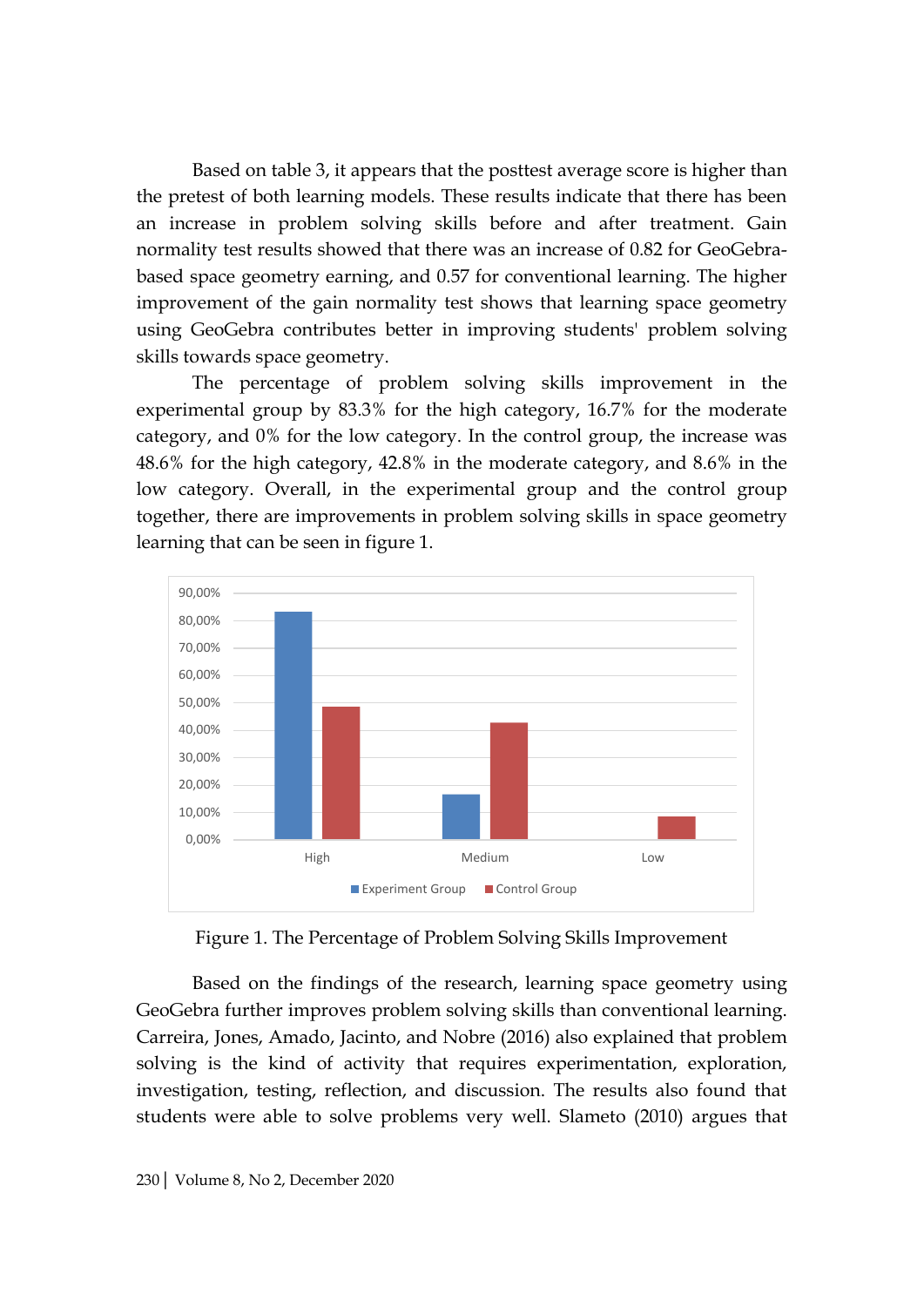Based on table 3, it appears that the posttest average score is higher than the pretest of both learning models. These results indicate that there has been an increase in problem solving skills before and after treatment. Gain normality test results showed that there was an increase of 0.82 for GeoGebra-based space geometry earning, and 0.57 for conventional learning. The higher improvement of the gain normality test shows that learning space geometry using GeoGebra contributes better in improving students' problem solving skills towards space geometry.

The percentage of problem solving skills improvement in the experimental group by 83.3% for the high category, 16.7% for the moderate category, and 0% for the low category. In the control group, the increase was 48.6% for the high category, 42.8% in the moderate category, and 8.6% in the low category. Overall, in the experimental group and the control group together, there are improvements in problem solving skills in space geometry learning that can be seen in figure 1.

Figure 1. The Percentage of Problem Solving Skills Improvement

Based on the findings of the research, learning space geometry using GeoGebra further improves problem solving skills than conventional learning. Carreira, Jones, Amado, Jacinto, and Nobre (2016) also explained that problem solving is the kind of activity that requires experimentation, exploration, investigation, testing, reflection, and discussion. The results also found that students were able to solve problems very well. Slameto (2010) argues that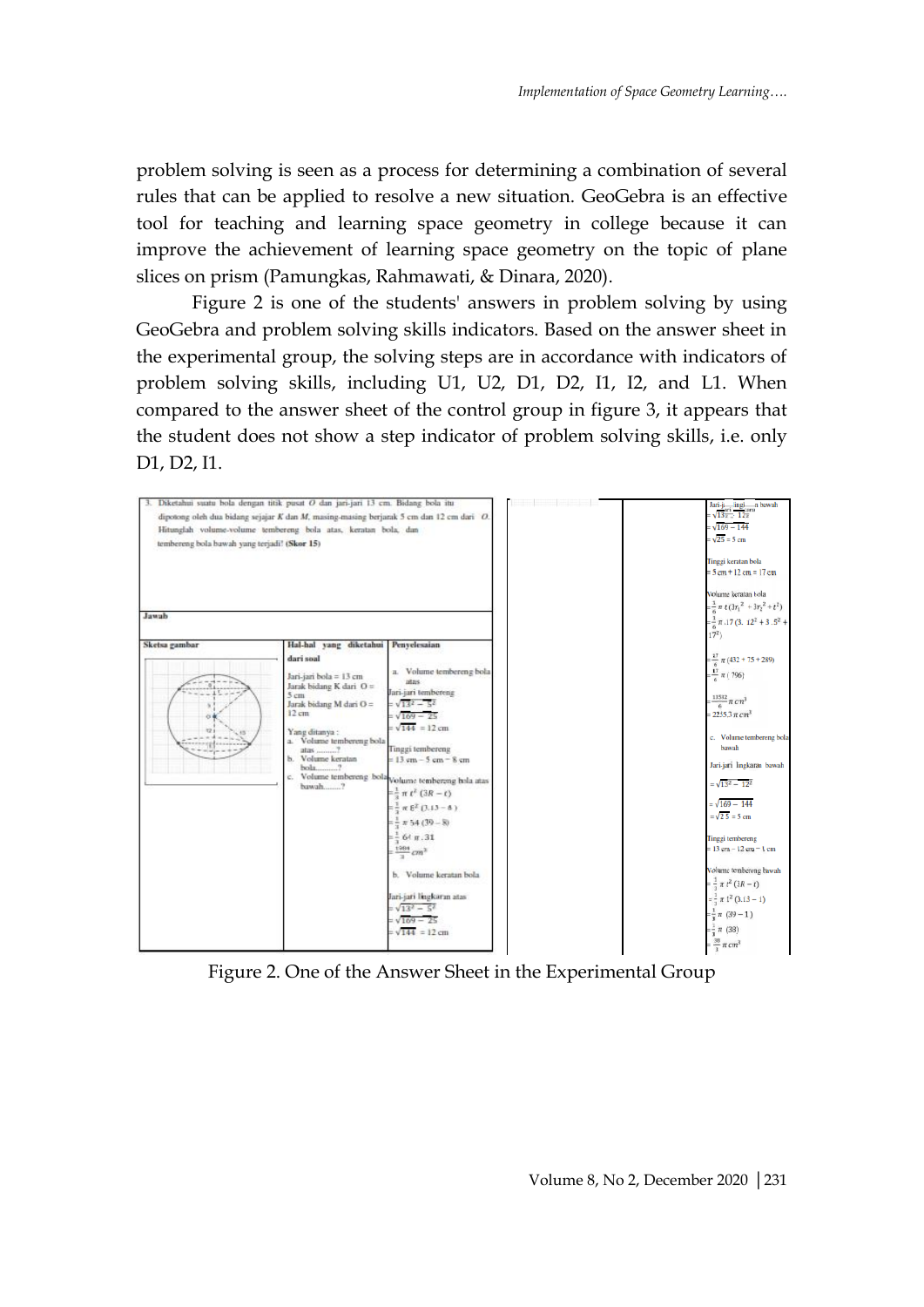problem solving is seen as a process for determining a combination of several rules that can be applied to resolve a new situation. GeoGebra is an effective tool for teaching and learning space geometry in college because it can improve the achievement of learning space geometry on the topic of plane slices on prism (Pamungkas, Rahmawati, & Dinara, 2020).

Figure 2 is one of the students' answers in problem solving by using GeoGebra and problem solving skills indicators. Based on the answer sheet in the experimental group, the solving steps are in accordance with indicators of problem solving skills, including U1, U2, D1, D2, I1, I2, and L1. When compared to the answer sheet of the control group in figure 3, it appears that the student does not show a step indicator of problem solving skills, i.e. only D1, D2, I1.

3. Diketahui suatu bola dengan titik pusat $O$ dan jari-jari 13 cm. Bidang bola itu dipotong oleh dua bidang sejajar $K$ dan $M$, masing-masing berjarak 5 cm dan 12 cm dari $O$. Hitunglah volume-volume tembereng bola atas, keratan bola, dan tembereng bola bawah yang terjadi! **(Skor 15)**

**Jawab**

| Sketsa gambar | Hal-hal yang diketahui dari soal | Penyelesaian | | |
|---|---|---|---|---|
| | Jari-jari bola = 13 cm<br>Jarak bidang K dari O = 5 cm<br>Jarak bidang M dari O = 12 cm<br><br>Yang ditanya :<br>a. Volume tembereng bola atas .........?<br>b. Volume keratan bola.........?<br>c. Volume tembereng bola bawah........? | a. Volume tembereng bola atas<br>Jari-jari tembereng<br>$= \sqrt{13^2 - 5^2}$<br>$= \sqrt{169 - 25}$<br>$= \sqrt{144} = 12$ cm<br><br>Tinggi tembereng<br>= 13 cm – 5 cm = 8 cm<br><br>Volume tembereng bola atas<br>$= \frac{1}{3}\pi t^2 (3R - t)$<br>$= \frac{1}{3}\pi 8^2 (3.13 - 8)$<br>$= \frac{1}{3}\pi 64 (39 - 8)$<br>$= \frac{1}{3} 64\ \pi . 31$<br>$= \frac{1984}{3} cm^3$<br><br>b. Volume keratan bola<br><br>Jari-jari lingkaran atas<br>$= \sqrt{13^2 - 5^2}$<br>$= \sqrt{169 - 25}$<br>$= \sqrt{144} = 12$ cm | | Jari-jari lingkaran bawah<br>$= \sqrt{13^2 - 12^2}$<br>$= \sqrt{169 - 144}$<br>$= \sqrt{25} = 5$ cm<br><br>Tinggi keratan bola<br>= 5 cm + 12 cm = 17 cm<br><br>Volume keratan bola<br>$= \frac{1}{6}\pi t (3r_1^2 + 3r_2^2 + t^2)$<br>$= \frac{1}{6}\pi . 17 (3.\ 12^2 + 3.5^2 + 17^2)$<br>$= \frac{17}{6}\pi (432 + 75 + 289)$<br>$= \frac{17}{6}\pi (796)$<br>$= \frac{13532}{6}\pi\ cm^3$<br>$= 2255{,}3\ \pi\ cm^3$<br><br>c. Volume tembereng bola bawah<br><br>Jari-jari lingkaran bawah<br>$= \sqrt{13^2 - 12^2}$<br>$= \sqrt{169 - 144}$<br>$= \sqrt{25} = 5$ cm<br><br>Tinggi tembereng<br>= 13 cm – 12 cm = 1 cm<br><br>Volume tembereng bawah<br>$= \frac{1}{3}\pi t^2 (3R - t)$<br>$= \frac{1}{3}\pi 1^2 (3.13 - 1)$<br>$= \frac{1}{3}\pi (39 - 1)$<br>$= \frac{1}{3}\pi (38)$<br>$= \frac{38}{3}\pi\ cm^3$ |

Figure 2. One of the Answer Sheet in the Experimental Group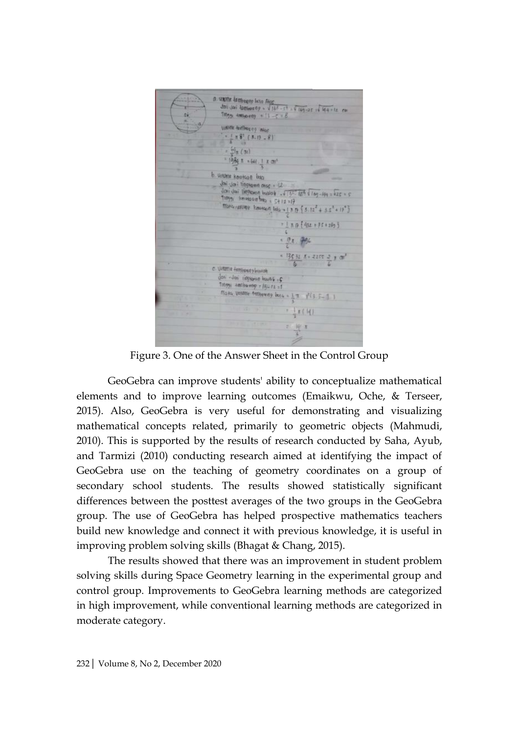Figure 3. One of the Answer Sheet in the Control Group

GeoGebra can improve students' ability to conceptualize mathematical elements and to improve learning outcomes (Emaikwu, Oche, & Terseer, 2015). Also, GeoGebra is very useful for demonstrating and visualizing mathematical concepts related, primarily to geometric objects (Mahmudi, 2010). This is supported by the results of research conducted by Saha, Ayub, and Tarmizi (2010) conducting research aimed at identifying the impact of GeoGebra use on the teaching of geometry coordinates on a group of secondary school students. The results showed statistically significant differences between the posttest averages of the two groups in the GeoGebra group. The use of GeoGebra has helped prospective mathematics teachers build new knowledge and connect it with previous knowledge, it is useful in improving problem solving skills (Bhagat & Chang, 2015).

The results showed that there was an improvement in student problem solving skills during Space Geometry learning in the experimental group and control group. Improvements to GeoGebra learning methods are categorized in high improvement, while conventional learning methods are categorized in moderate category.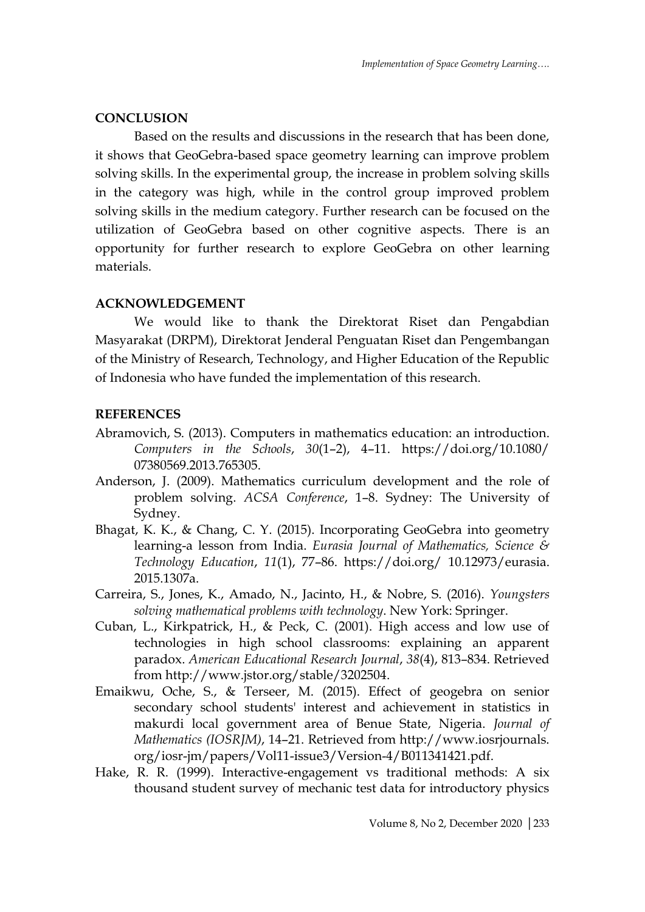## CONCLUSION

Based on the results and discussions in the research that has been done, it shows that GeoGebra-based space geometry learning can improve problem solving skills. In the experimental group, the increase in problem solving skills in the category was high, while in the control group improved problem solving skills in the medium category. Further research can be focused on the utilization of GeoGebra based on other cognitive aspects. There is an opportunity for further research to explore GeoGebra on other learning materials.

## ACKNOWLEDGEMENT

We would like to thank the Direktorat Riset dan Pengabdian Masyarakat (DRPM), Direktorat Jenderal Penguatan Riset dan Pengembangan of the Ministry of Research, Technology, and Higher Education of the Republic of Indonesia who have funded the implementation of this research.

## REFERENCES

Abramovich, S. (2013). Computers in mathematics education: an introduction. *Computers in the Schools*, *30*(1–2), 4–11. https://doi.org/10.1080/07380569.2013.765305.

Anderson, J. (2009). Mathematics curriculum development and the role of problem solving. *ACSA Conference*, 1–8. Sydney: The University of Sydney.

Bhagat, K. K., & Chang, C. Y. (2015). Incorporating GeoGebra into geometry learning-a lesson from India. *Eurasia Journal of Mathematics, Science & Technology Education*, *11*(1), 77–86. https://doi.org/ 10.12973/eurasia.2015.1307a.

Carreira, S., Jones, K., Amado, N., Jacinto, H., & Nobre, S. (2016). *Youngsters solving mathematical problems with technology*. New York: Springer.

Cuban, L., Kirkpatrick, H., & Peck, C. (2001). High access and low use of technologies in high school classrooms: explaining an apparent paradox. *American Educational Research Journal*, *38*(4), 813–834. Retrieved from http://www.jstor.org/stable/3202504.

Emaikwu, Oche, S., & Terseer, M. (2015). Effect of geogebra on senior secondary school students' interest and achievement in statistics in makurdi local government area of Benue State, Nigeria. *Journal of Mathematics (IOSRJM)*, 14–21. Retrieved from http://www.iosrjournals.org/iosr-jm/papers/Vol11-issue3/Version-4/B011341421.pdf.

Hake, R. R. (1999). Interactive-engagement vs traditional methods: A six thousand student survey of mechanic test data for introductory physics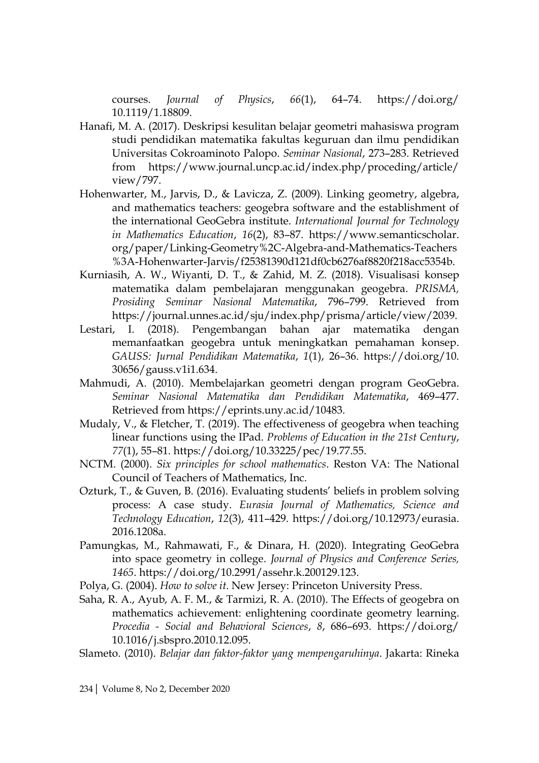courses. *Journal of Physics*, *66*(1), 64–74. https://doi.org/10.1119/1.18809.

Hanafi, M. A. (2017). Deskripsi kesulitan belajar geometri mahasiswa program studi pendidikan matematika fakultas keguruan dan ilmu pendidikan Universitas Cokroaminoto Palopo. *Seminar Nasional*, 273–283. Retrieved from https://www.journal.uncp.ac.id/index.php/proceding/article/view/797.

Hohenwarter, M., Jarvis, D., & Lavicza, Z. (2009). Linking geometry, algebra, and mathematics teachers: geogebra software and the establishment of the international GeoGebra institute. *International Journal for Technology in Mathematics Education*, *16*(2), 83–87. https://www.semanticscholar.org/paper/Linking-Geometry%2C-Algebra-and-Mathematics-Teachers%3A-Hohenwarter-Jarvis/f25381390d121df0cb6276af8820f218acc5354b.

Kurniasih, A. W., Wiyanti, D. T., & Zahid, M. Z. (2018). Visualisasi konsep matematika dalam pembelajaran menggunakan geogebra. *PRISMA, Prosiding Seminar Nasional Matematika*, 796–799. Retrieved from https://journal.unnes.ac.id/sju/index.php/prisma/article/view/2039.

Lestari, I. (2018). Pengembangan bahan ajar matematika dengan memanfaatkan geogebra untuk meningkatkan pemahaman konsep. *GAUSS: Jurnal Pendidikan Matematika*, *1*(1), 26–36. https://doi.org/10.30656/gauss.v1i1.634.

Mahmudi, A. (2010). Membelajarkan geometri dengan program GeoGebra. *Seminar Nasional Matematika dan Pendidikan Matematika*, 469–477. Retrieved from https://eprints.uny.ac.id/10483.

Mudaly, V., & Fletcher, T. (2019). The effectiveness of geogebra when teaching linear functions using the IPad. *Problems of Education in the 21st Century*, *77*(1), 55–81. https://doi.org/10.33225/pec/19.77.55.

NCTM. (2000). *Six principles for school mathematics*. Reston VA: The National Council of Teachers of Mathematics, Inc.

Ozturk, T., & Guven, B. (2016). Evaluating students' beliefs in problem solving process: A case study. *Eurasia Journal of Mathematics, Science and Technology Education*, *12*(3), 411–429. https://doi.org/10.12973/eurasia.2016.1208a.

Pamungkas, M., Rahmawati, F., & Dinara, H. (2020). Integrating GeoGebra into space geometry in college. *Journal of Physics and Conference Series, 1465*. https://doi.org/10.2991/assehr.k.200129.123.

Polya, G. (2004). *How to solve it*. New Jersey: Princeton University Press.

Saha, R. A., Ayub, A. F. M., & Tarmizi, R. A. (2010). The Effects of geogebra on mathematics achievement: enlightening coordinate geometry learning. *Procedia - Social and Behavioral Sciences*, *8*, 686–693. https://doi.org/10.1016/j.sbspro.2010.12.095.

Slameto. (2010). *Belajar dan faktor-faktor yang mempengaruhinya*. Jakarta: Rineka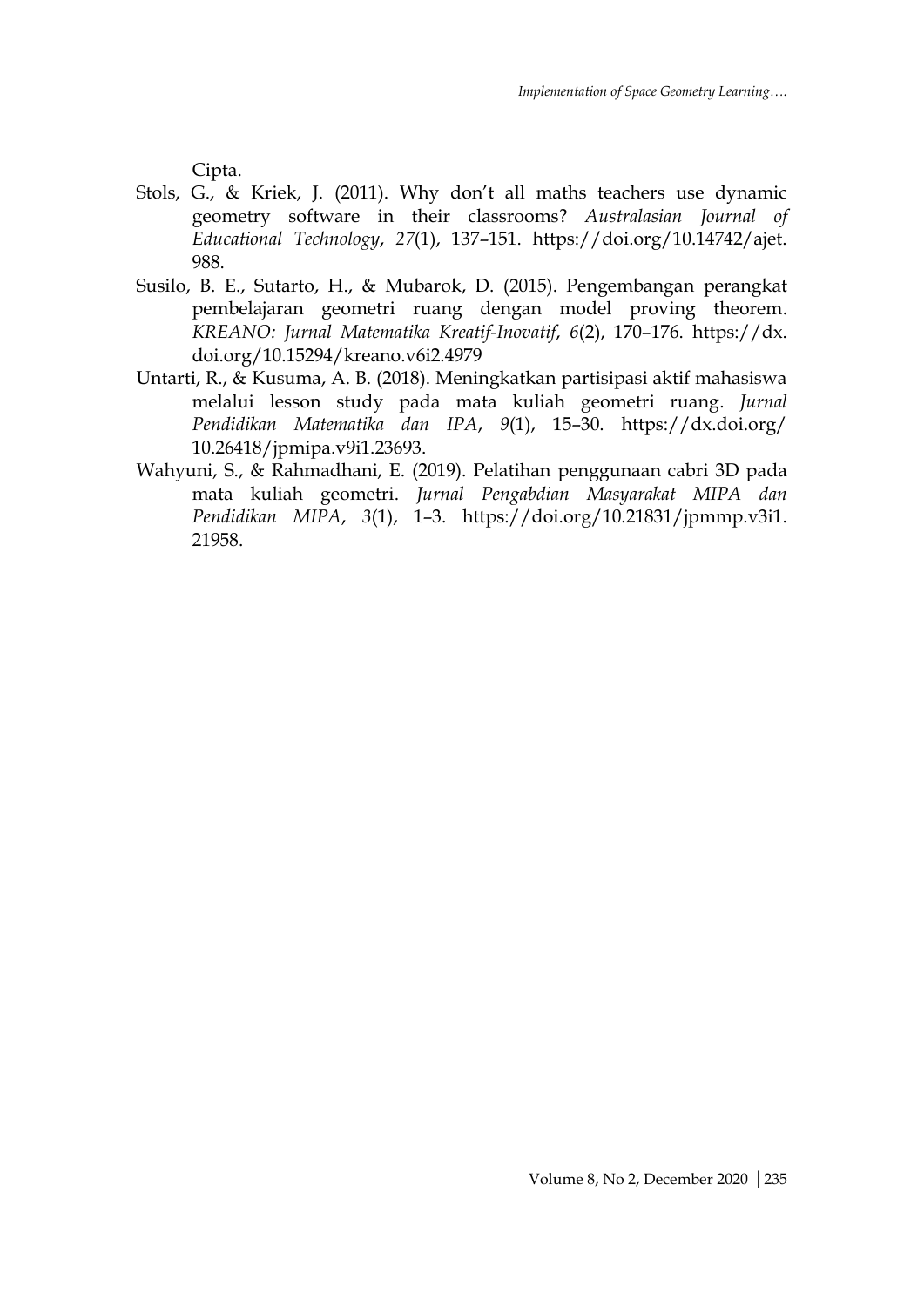Cipta.

Stols, G., & Kriek, J. (2011). Why don't all maths teachers use dynamic geometry software in their classrooms? *Australasian Journal of Educational Technology*, *27*(1), 137–151. https://doi.org/10.14742/ajet.988.

Susilo, B. E., Sutarto, H., & Mubarok, D. (2015). Pengembangan perangkat pembelajaran geometri ruang dengan model proving theorem. *KREANO: Jurnal Matematika Kreatif-Inovatif*, *6*(2), 170–176. https://dx.doi.org/10.15294/kreano.v6i2.4979

Untarti, R., & Kusuma, A. B. (2018). Meningkatkan partisipasi aktif mahasiswa melalui lesson study pada mata kuliah geometri ruang. *Jurnal Pendidikan Matematika dan IPA*, *9*(1), 15–30. https://dx.doi.org/10.26418/jpmipa.v9i1.23693.

Wahyuni, S., & Rahmadhani, E. (2019). Pelatihan penggunaan cabri 3D pada mata kuliah geometri. *Jurnal Pengabdian Masyarakat MIPA dan Pendidikan MIPA*, *3*(1), 1–3. https://doi.org/10.21831/jpmmp.v3i1.21958.